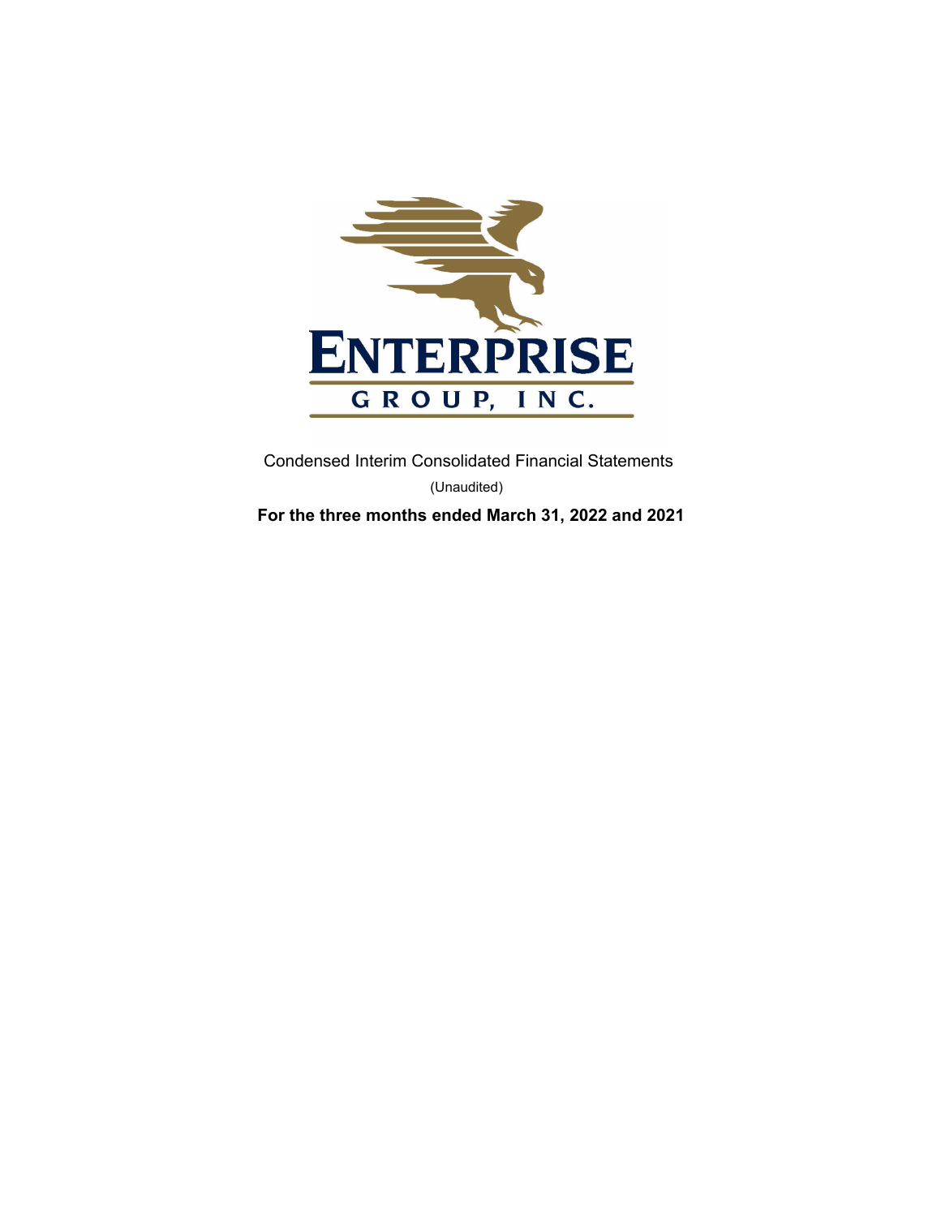# ENTERPRISE GROUP, INC.

Condensed Interim Consolidated Financial Statements

(Unaudited)

**For the three months ended March 31, 2022 and 2021**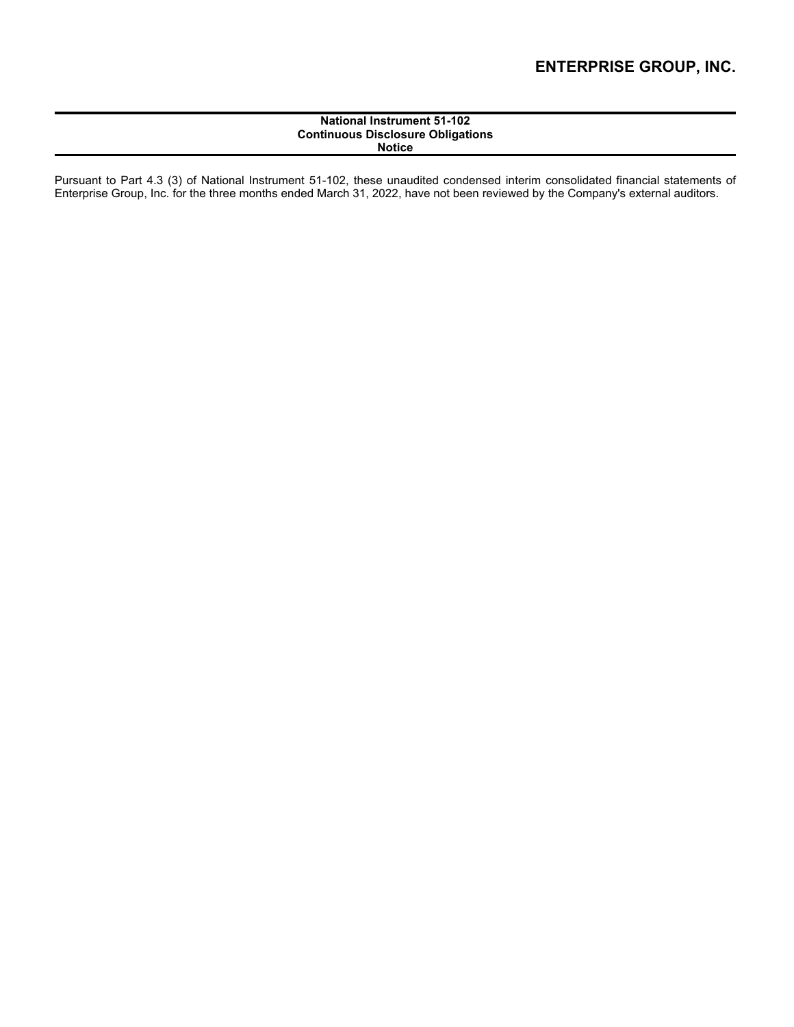# ENTERPRISE GROUP, INC.

**National Instrument 51-102**
**Continuous Disclosure Obligations**
**Notice**

Pursuant to Part 4.3 (3) of National Instrument 51-102, these unaudited condensed interim consolidated financial statements of Enterprise Group, Inc. for the three months ended March 31, 2022, have not been reviewed by the Company's external auditors.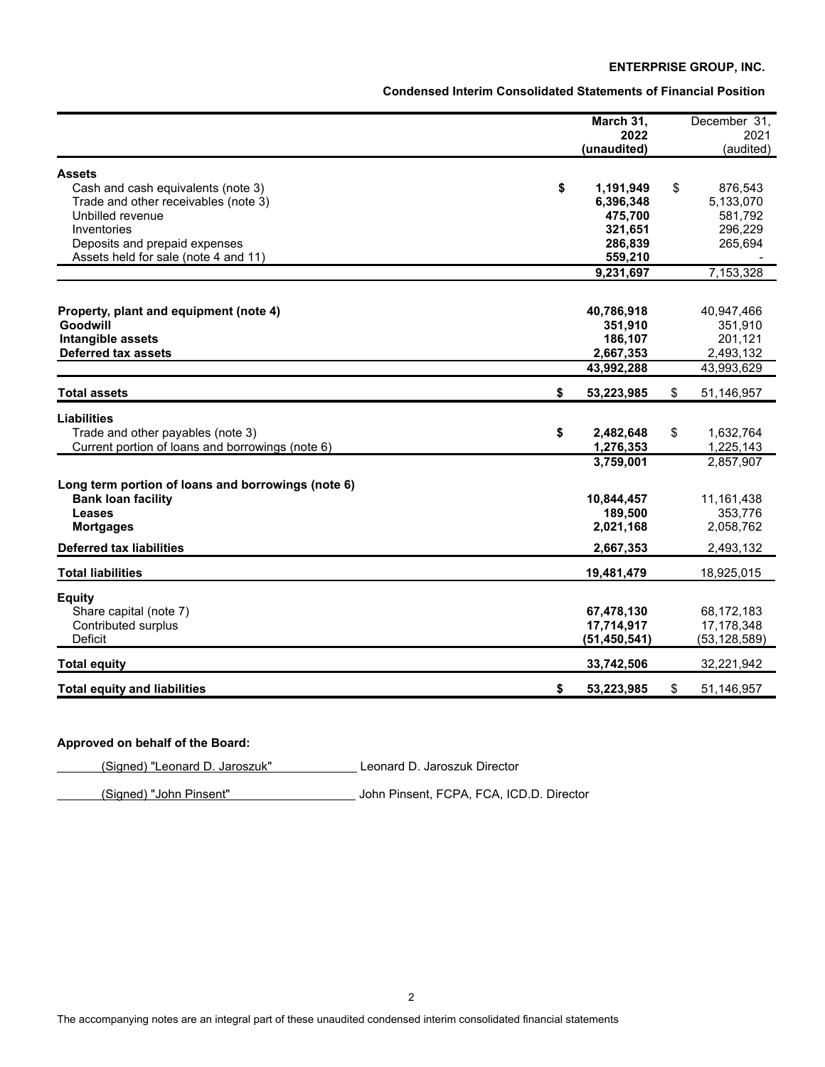**ENTERPRISE GROUP, INC.**

**Condensed Interim Consolidated Statements of Financial Position**

| | March 31, 2022 (unaudited) | December 31, 2021 (audited) |
|---|---|---|
| **Assets** | | |
| Cash and cash equivalents (note 3) | $ 1,191,949 | $ 876,543 |
| Trade and other receivables (note 3) | 6,396,348 | 5,133,070 |
| Unbilled revenue | 475,700 | 581,792 |
| Inventories | 321,651 | 296,229 |
| Deposits and prepaid expenses | 286,839 | 265,694 |
| Assets held for sale (note 4 and 11) | 559,210 | - |
| | 9,231,697 | 7,153,328 |
| **Property, plant and equipment (note 4)** | 40,786,918 | 40,947,466 |
| **Goodwill** | 351,910 | 351,910 |
| **Intangible assets** | 186,107 | 201,121 |
| **Deferred tax assets** | 2,667,353 | 2,493,132 |
| | 43,992,288 | 43,993,629 |
| **Total assets** | $ 53,223,985 | $ 51,146,957 |
| **Liabilities** | | |
| Trade and other payables (note 3) | $ 2,482,648 | $ 1,632,764 |
| Current portion of loans and borrowings (note 6) | 1,276,353 | 1,225,143 |
| | 3,759,001 | 2,857,907 |
| **Long term portion of loans and borrowings (note 6)** | | |
| **Bank loan facility** | 10,844,457 | 11,161,438 |
| **Leases** | 189,500 | 353,776 |
| **Mortgages** | 2,021,168 | 2,058,762 |
| **Deferred tax liabilities** | 2,667,353 | 2,493,132 |
| **Total liabilities** | 19,481,479 | 18,925,015 |
| **Equity** | | |
| Share capital (note 7) | 67,478,130 | 68,172,183 |
| Contributed surplus | 17,714,917 | 17,178,348 |
| Deficit | (51,450,541) | (53,128,589) |
| **Total equity** | 33,742,506 | 32,221,942 |
| **Total equity and liabilities** | $ 53,223,985 | $ 51,146,957 |

**Approved on behalf of the Board:**

(Signed) "Leonard D. Jaroszuk" Leonard D. Jaroszuk Director

(Signed) "John Pinsent" John Pinsent, FCPA, FCA, ICD.D. Director

The accompanying notes are an integral part of these unaudited condensed interim consolidated financial statements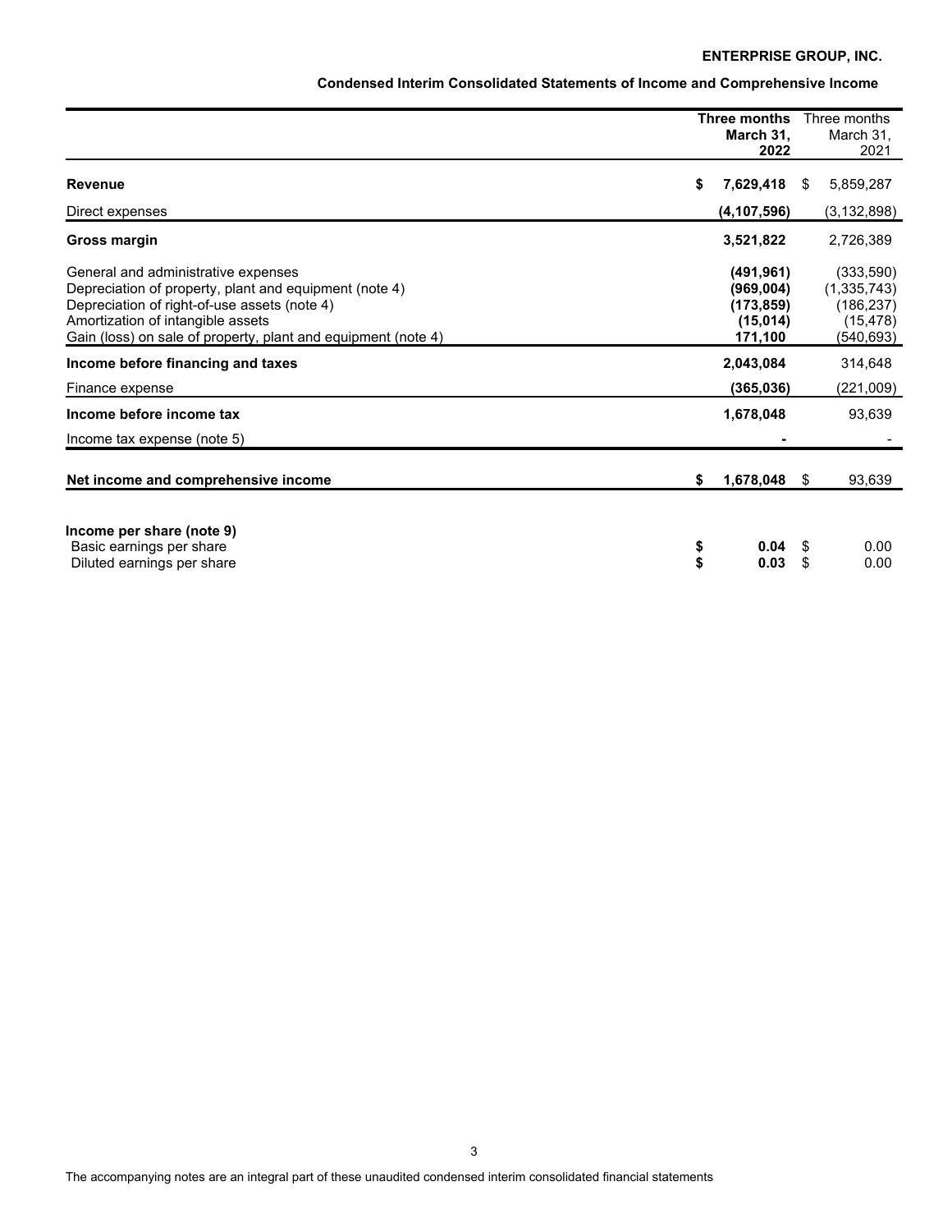## ENTERPRISE GROUP, INC.

### Condensed Interim Consolidated Statements of Income and Comprehensive Income

| | **Three months March 31, 2022** | Three months March 31, 2021 |
|---|---|---|
| **Revenue** | **$ 7,629,418** | $ 5,859,287 |
| Direct expenses | **(4,107,596)** | (3,132,898) |
| **Gross margin** | **3,521,822** | 2,726,389 |
| General and administrative expenses | **(491,961)** | (333,590) |
| Depreciation of property, plant and equipment (note 4) | **(969,004)** | (1,335,743) |
| Depreciation of right-of-use assets (note 4) | **(173,859)** | (186,237) |
| Amortization of intangible assets | **(15,014)** | (15,478) |
| Gain (loss) on sale of property, plant and equipment (note 4) | **171,100** | (540,693) |
| **Income before financing and taxes** | **2,043,084** | 314,648 |
| Finance expense | **(365,036)** | (221,009) |
| **Income before income tax** | **1,678,048** | 93,639 |
| Income tax expense (note 5) | **-** | - |
| **Net income and comprehensive income** | **$ 1,678,048** | $ 93,639 |
| **Income per share (note 9)** | | |
| Basic earnings per share | **$ 0.04** | $ 0.00 |
| Diluted earnings per share | **$ 0.03** | $ 0.00 |

The accompanying notes are an integral part of these unaudited condensed interim consolidated financial statements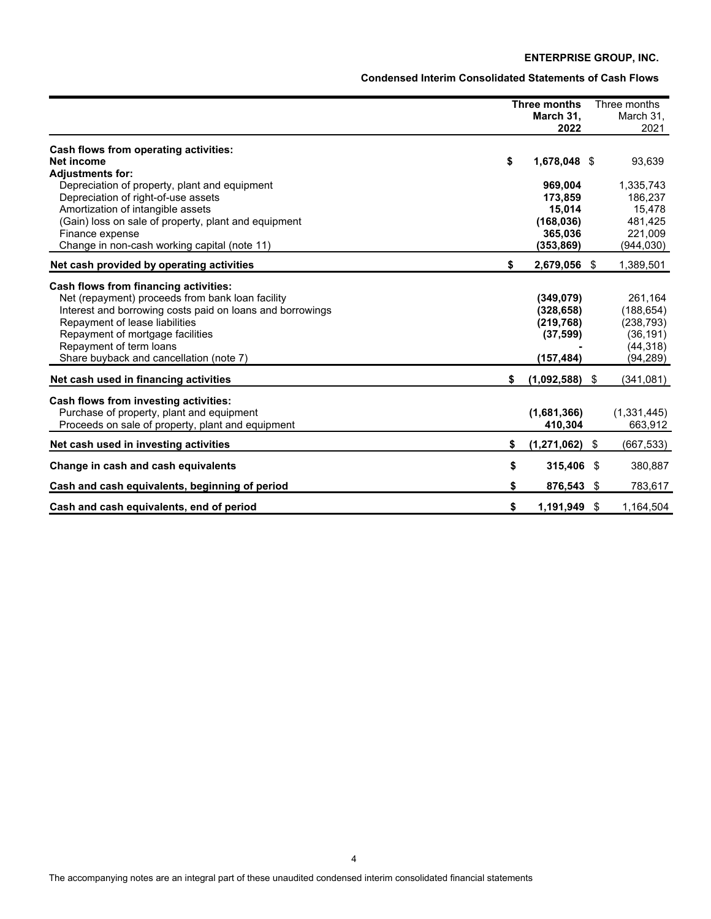**ENTERPRISE GROUP, INC.**

**Condensed Interim Consolidated Statements of Cash Flows**

| | **Three months March 31, 2022** | Three months March 31, 2021 |
|---|---|---|
| **Cash flows from operating activities:** | | |
| **Net income** | **$ 1,678,048** | $ 93,639 |
| **Adjustments for:** | | |
| Depreciation of property, plant and equipment | **969,004** | 1,335,743 |
| Depreciation of right-of-use assets | **173,859** | 186,237 |
| Amortization of intangible assets | **15,014** | 15,478 |
| (Gain) loss on sale of property, plant and equipment | **(168,036)** | 481,425 |
| Finance expense | **365,036** | 221,009 |
| Change in non-cash working capital (note 11) | **(353,869)** | (944,030) |
| **Net cash provided by operating activities** | **$ 2,679,056** | $ 1,389,501 |
| **Cash flows from financing activities:** | | |
| Net (repayment) proceeds from bank loan facility | **(349,079)** | 261,164 |
| Interest and borrowing costs paid on loans and borrowings | **(328,658)** | (188,654) |
| Repayment of lease liabilities | **(219,768)** | (238,793) |
| Repayment of mortgage facilities | **(37,599)** | (36,191) |
| Repayment of term loans | **-** | (44,318) |
| Share buyback and cancellation (note 7) | **(157,484)** | (94,289) |
| **Net cash used in financing activities** | **$ (1,092,588)** | $ (341,081) |
| **Cash flows from investing activities:** | | |
| Purchase of property, plant and equipment | **(1,681,366)** | (1,331,445) |
| Proceeds on sale of property, plant and equipment | **410,304** | 663,912 |
| **Net cash used in investing activities** | **$ (1,271,062)** | $ (667,533) |
| **Change in cash and cash equivalents** | **$ 315,406** | $ 380,887 |
| **Cash and cash equivalents, beginning of period** | **$ 876,543** | $ 783,617 |
| **Cash and cash equivalents, end of period** | **$ 1,191,949** | $ 1,164,504 |

The accompanying notes are an integral part of these unaudited condensed interim consolidated financial statements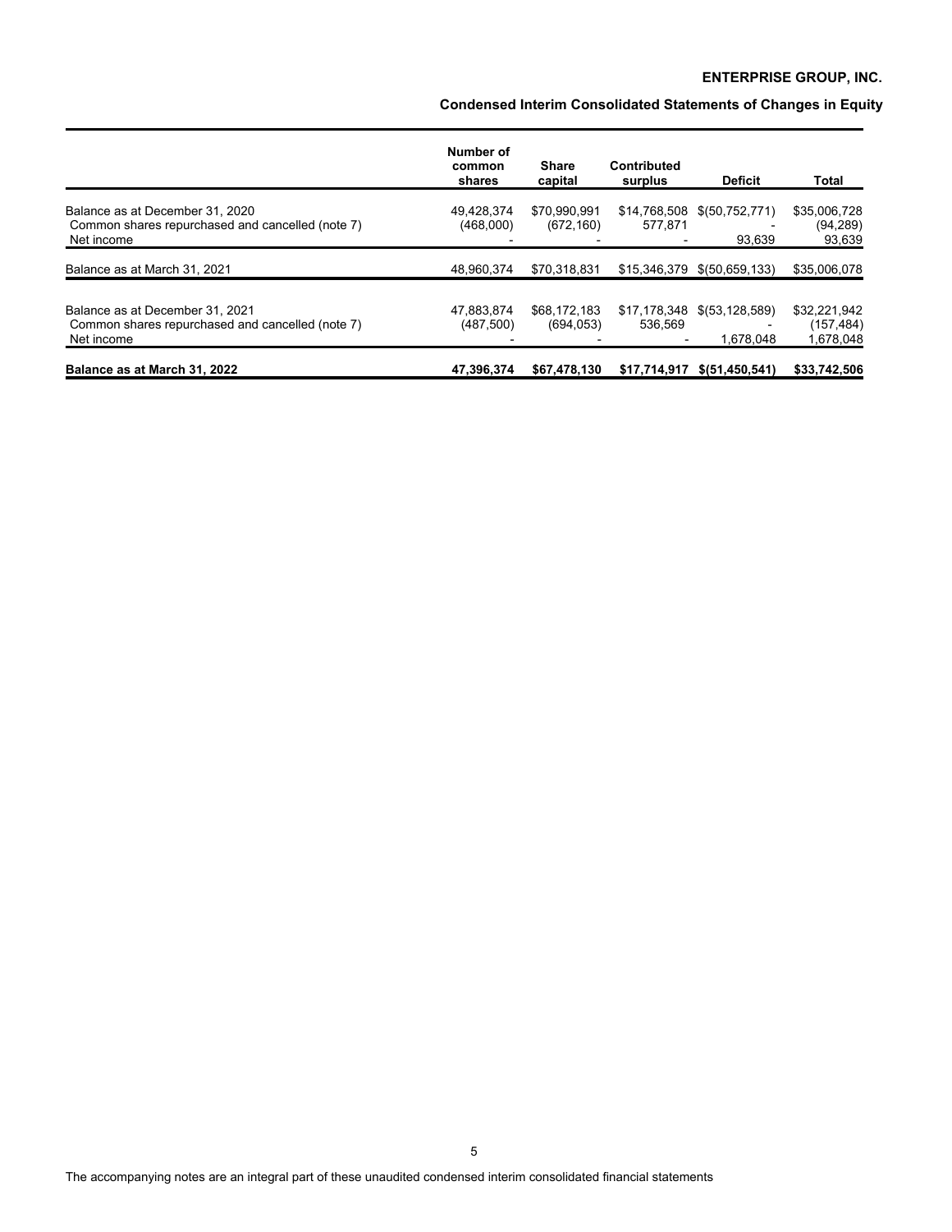# ENTERPRISE GROUP, INC.

## Condensed Interim Consolidated Statements of Changes in Equity

| | Number of common shares | Share capital | Contributed surplus | Deficit | Total |
|---|---|---|---|---|---|
| Balance as at December 31, 2020 | 49,428,374 | $70,990,991 | $14,768,508 | $(50,752,771) | $35,006,728 |
| Common shares repurchased and cancelled (note 7) | (468,000) | (672,160) | 577,871 | - | (94,289) |
| Net income | - | - | - | 93,639 | 93,639 |
| Balance as at March 31, 2021 | 48,960,374 | $70,318,831 | $15,346,379 | $(50,659,133) | $35,006,078 |
| | | | | | |
| Balance as at December 31, 2021 | 47,883,874 | $68,172,183 | $17,178,348 | $(53,128,589) | $32,221,942 |
| Common shares repurchased and cancelled (note 7) | (487,500) | (694,053) | 536,569 | - | (157,484) |
| Net income | - | - | - | 1,678,048 | 1,678,048 |
| **Balance as at March 31, 2022** | **47,396,374** | **$67,478,130** | **$17,714,917** | **$(51,450,541)** | **$33,742,506** |

The accompanying notes are an integral part of these unaudited condensed interim consolidated financial statements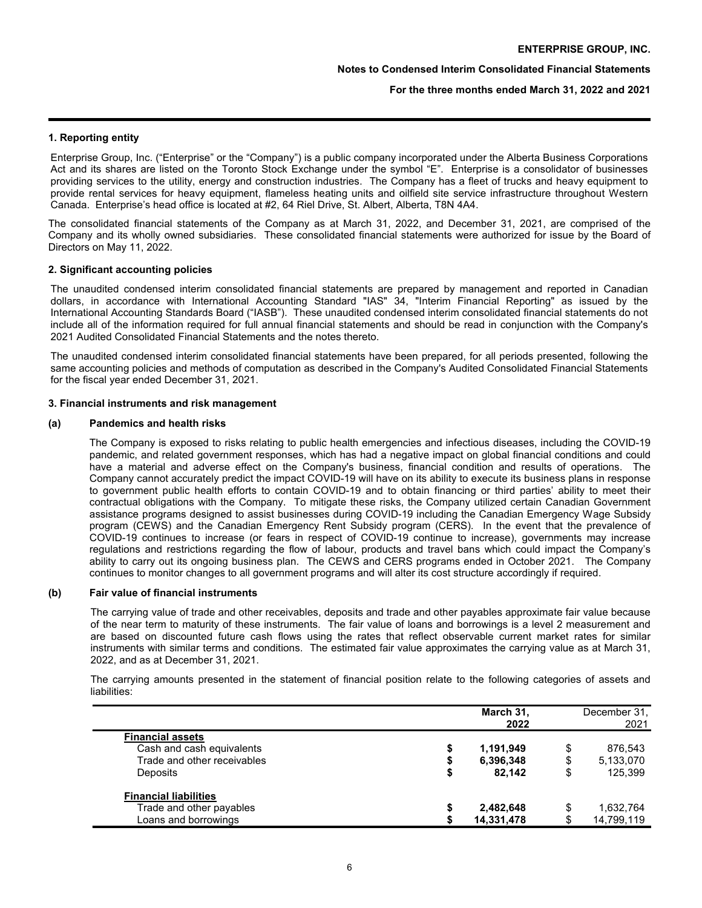## 1. Reporting entity

Enterprise Group, Inc. ("Enterprise" or the "Company") is a public company incorporated under the Alberta Business Corporations Act and its shares are listed on the Toronto Stock Exchange under the symbol "E". Enterprise is a consolidator of businesses providing services to the utility, energy and construction industries. The Company has a fleet of trucks and heavy equipment to provide rental services for heavy equipment, flameless heating units and oilfield site service infrastructure throughout Western Canada. Enterprise's head office is located at #2, 64 Riel Drive, St. Albert, Alberta, T8N 4A4.

The consolidated financial statements of the Company as at March 31, 2022, and December 31, 2021, are comprised of the Company and its wholly owned subsidiaries. These consolidated financial statements were authorized for issue by the Board of Directors on May 11, 2022.

## 2. Significant accounting policies

The unaudited condensed interim consolidated financial statements are prepared by management and reported in Canadian dollars, in accordance with International Accounting Standard "IAS" 34, "Interim Financial Reporting" as issued by the International Accounting Standards Board ("IASB"). These unaudited condensed interim consolidated financial statements do not include all of the information required for full annual financial statements and should be read in conjunction with the Company's 2021 Audited Consolidated Financial Statements and the notes thereto.

The unaudited condensed interim consolidated financial statements have been prepared, for all periods presented, following the same accounting policies and methods of computation as described in the Company's Audited Consolidated Financial Statements for the fiscal year ended December 31, 2021.

## 3. Financial instruments and risk management

### (a) Pandemics and health risks

The Company is exposed to risks relating to public health emergencies and infectious diseases, including the COVID-19 pandemic, and related government responses, which has had a negative impact on global financial conditions and could have a material and adverse effect on the Company's business, financial condition and results of operations. The Company cannot accurately predict the impact COVID-19 will have on its ability to execute its business plans in response to government public health efforts to contain COVID-19 and to obtain financing or third parties' ability to meet their contractual obligations with the Company. To mitigate these risks, the Company utilized certain Canadian Government assistance programs designed to assist businesses during COVID-19 including the Canadian Emergency Wage Subsidy program (CEWS) and the Canadian Emergency Rent Subsidy program (CERS). In the event that the prevalence of COVID-19 continues to increase (or fears in respect of COVID-19 continue to increase), governments may increase regulations and restrictions regarding the flow of labour, products and travel bans which could impact the Company's ability to carry out its ongoing business plan. The CEWS and CERS programs ended in October 2021. The Company continues to monitor changes to all government programs and will alter its cost structure accordingly if required.

### (b) Fair value of financial instruments

The carrying value of trade and other receivables, deposits and trade and other payables approximate fair value because of the near term to maturity of these instruments. The fair value of loans and borrowings is a level 2 measurement and are based on discounted future cash flows using the rates that reflect observable current market rates for similar instruments with similar terms and conditions. The estimated fair value approximates the carrying value as at March 31, 2022, and as at December 31, 2021.

The carrying amounts presented in the statement of financial position relate to the following categories of assets and liabilities:

| | **March 31, 2022** | December 31, 2021 |
|---|---|---|
| **Financial assets** | | |
| Cash and cash equivalents | **$ 1,191,949** | $ 876,543 |
| Trade and other receivables | **$ 6,396,348** | $ 5,133,070 |
| Deposits | **$ 82,142** | $ 125,399 |
| **Financial liabilities** | | |
| Trade and other payables | **$ 2,482,648** | $ 1,632,764 |
| Loans and borrowings | **$ 14,331,478** | $ 14,799,119 |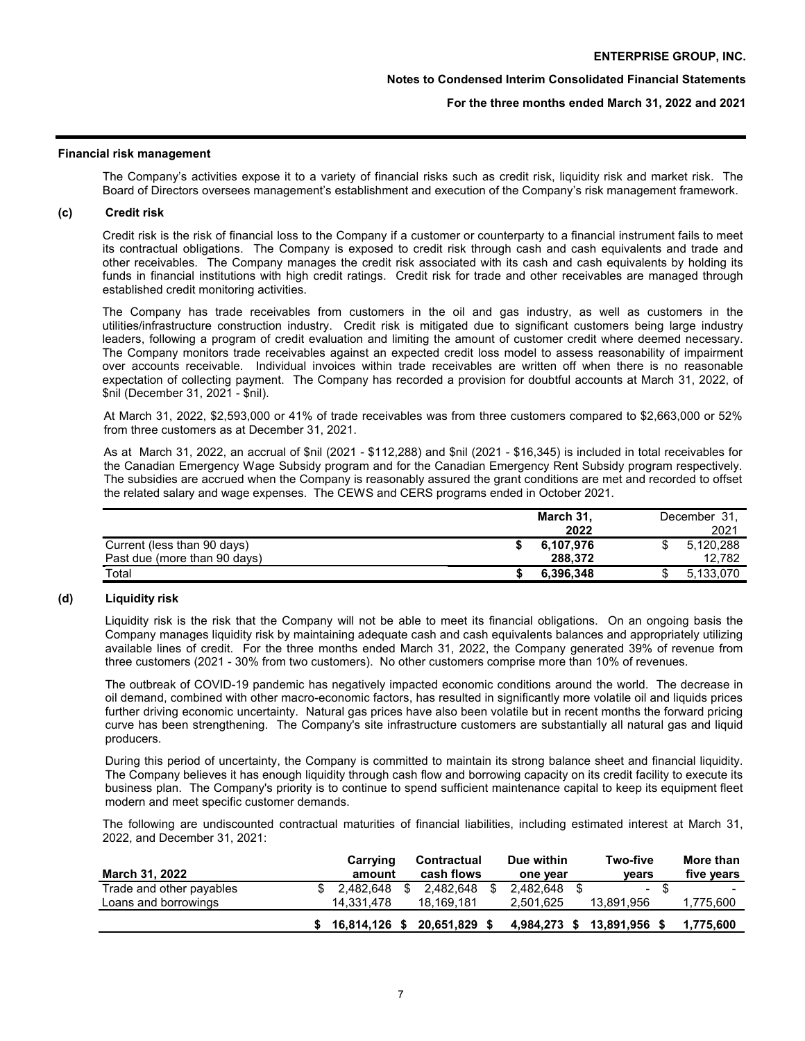**Financial risk management**

The Company's activities expose it to a variety of financial risks such as credit risk, liquidity risk and market risk. The Board of Directors oversees management's establishment and execution of the Company's risk management framework.

**(c) Credit risk**

Credit risk is the risk of financial loss to the Company if a customer or counterparty to a financial instrument fails to meet its contractual obligations. The Company is exposed to credit risk through cash and cash equivalents and trade and other receivables. The Company manages the credit risk associated with its cash and cash equivalents by holding its funds in financial institutions with high credit ratings. Credit risk for trade and other receivables are managed through established credit monitoring activities.

The Company has trade receivables from customers in the oil and gas industry, as well as customers in the utilities/infrastructure construction industry. Credit risk is mitigated due to significant customers being large industry leaders, following a program of credit evaluation and limiting the amount of customer credit where deemed necessary. The Company monitors trade receivables against an expected credit loss model to assess reasonability of impairment over accounts receivable. Individual invoices within trade receivables are written off when there is no reasonable expectation of collecting payment. The Company has recorded a provision for doubtful accounts at March 31, 2022, of $nil (December 31, 2021 - $nil).

At March 31, 2022, $2,593,000 or 41% of trade receivables was from three customers compared to $2,663,000 or 52% from three customers as at December 31, 2021.

As at March 31, 2022, an accrual of $nil (2021 - $112,288) and $nil (2021 - $16,345) is included in total receivables for the Canadian Emergency Wage Subsidy program and for the Canadian Emergency Rent Subsidy program respectively. The subsidies are accrued when the Company is reasonably assured the grant conditions are met and recorded to offset the related salary and wage expenses. The CEWS and CERS programs ended in October 2021.

| | **March 31, 2022** | December 31, 2021 |
|---|---|---|
| Current (less than 90 days) | **$ 6,107,976** | $ 5,120,288 |
| Past due (more than 90 days) | **288,372** | 12,782 |
| Total | **$ 6,396,348** | $ 5,133,070 |

**(d) Liquidity risk**

Liquidity risk is the risk that the Company will not be able to meet its financial obligations. On an ongoing basis the Company manages liquidity risk by maintaining adequate cash and cash equivalents balances and appropriately utilizing available lines of credit. For the three months ended March 31, 2022, the Company generated 39% of revenue from three customers (2021 - 30% from two customers). No other customers comprise more than 10% of revenues.

The outbreak of COVID-19 pandemic has negatively impacted economic conditions around the world. The decrease in oil demand, combined with other macro-economic factors, has resulted in significantly more volatile oil and liquids prices further driving economic uncertainty. Natural gas prices have also been volatile but in recent months the forward pricing curve has been strengthening. The Company's site infrastructure customers are substantially all natural gas and liquid producers.

During this period of uncertainty, the Company is committed to maintain its strong balance sheet and financial liquidity. The Company believes it has enough liquidity through cash flow and borrowing capacity on its credit facility to execute its business plan. The Company's priority is to continue to spend sufficient maintenance capital to keep its equipment fleet modern and meet specific customer demands.

The following are undiscounted contractual maturities of financial liabilities, including estimated interest at March 31, 2022, and December 31, 2021:

| **March 31, 2022** | **Carrying amount** | **Contractual cash flows** | **Due within one year** | **Two-five years** | **More than five years** |
|---|---|---|---|---|---|
| Trade and other payables | $ 2,482,648 | $ 2,482,648 | $ 2,482,648 | $ - | $ - |
| Loans and borrowings | 14,331,478 | 18,169,181 | 2,501,625 | 13,891,956 | 1,775,600 |
| | **$ 16,814,126** | **$ 20,651,829** | **$ 4,984,273** | **$ 13,891,956** | **$ 1,775,600** |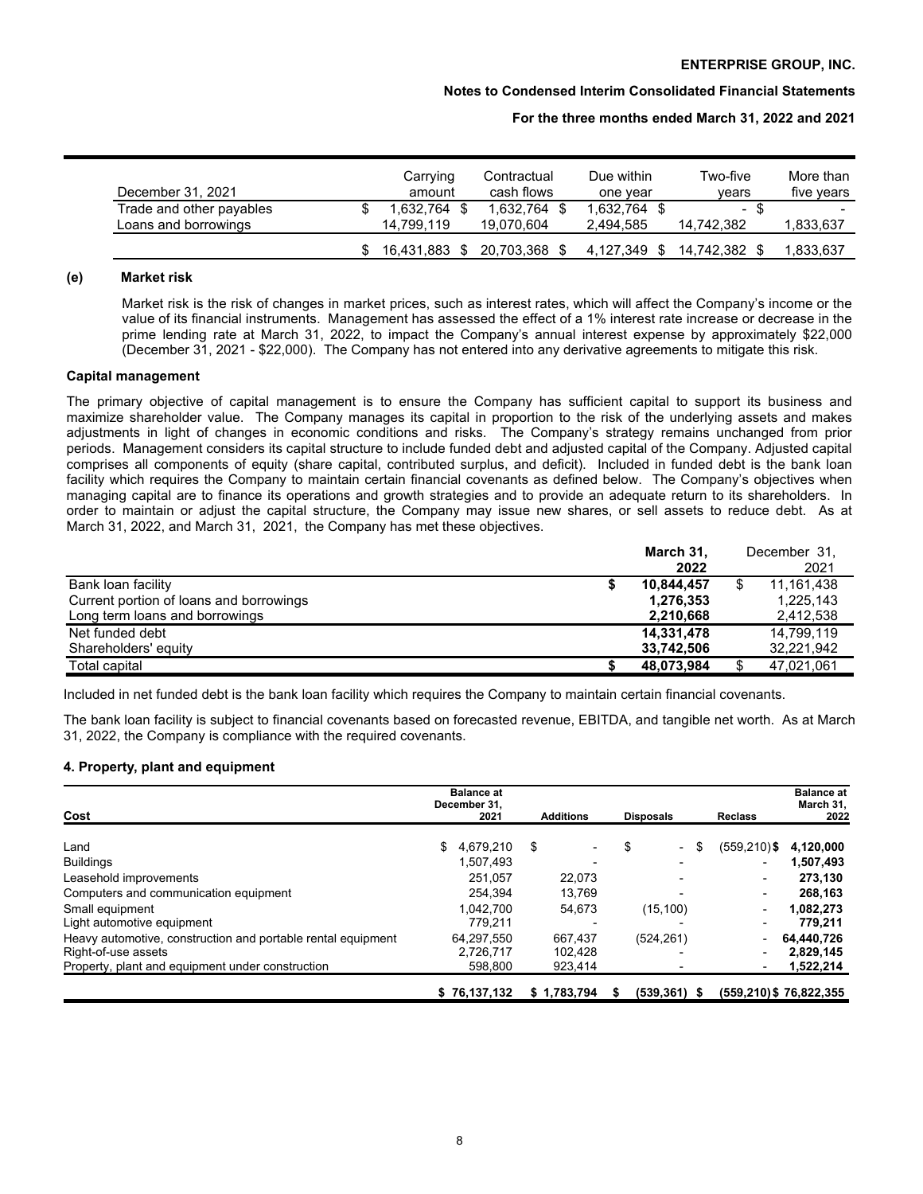| December 31, 2021 | Carrying amount | Contractual cash flows | Due within one year | Two-five years | More than five years |
|---|---|---|---|---|---|
| Trade and other payables | $ 1,632,764 | $ 1,632,764 | $ 1,632,764 | $ - | $ - |
| Loans and borrowings | 14,799,119 | 19,070,604 | 2,494,585 | 14,742,382 | 1,833,637 |
| | $ 16,431,883 | $ 20,703,368 | $ 4,127,349 | $ 14,742,382 | $ 1,833,637 |

**(e) Market risk**

Market risk is the risk of changes in market prices, such as interest rates, which will affect the Company's income or the value of its financial instruments. Management has assessed the effect of a 1% interest rate increase or decrease in the prime lending rate at March 31, 2022, to impact the Company's annual interest expense by approximately $22,000 (December 31, 2021 - $22,000). The Company has not entered into any derivative agreements to mitigate this risk.

**Capital management**

The primary objective of capital management is to ensure the Company has sufficient capital to support its business and maximize shareholder value. The Company manages its capital in proportion to the risk of the underlying assets and makes adjustments in light of changes in economic conditions and risks. The Company's strategy remains unchanged from prior periods. Management considers its capital structure to include funded debt and adjusted capital of the Company. Adjusted capital comprises all components of equity (share capital, contributed surplus, and deficit). Included in funded debt is the bank loan facility which requires the Company to maintain certain financial covenants as defined below. The Company's objectives when managing capital are to finance its operations and growth strategies and to provide an adequate return to its shareholders. In order to maintain or adjust the capital structure, the Company may issue new shares, or sell assets to reduce debt. As at March 31, 2022, and March 31, 2021, the Company has met these objectives.

| | **March 31, 2022** | December 31, 2021 |
|---|---|---|
| Bank loan facility | **$ 10,844,457** | $ 11,161,438 |
| Current portion of loans and borrowings | **1,276,353** | 1,225,143 |
| Long term loans and borrowings | **2,210,668** | 2,412,538 |
| Net funded debt | **14,331,478** | 14,799,119 |
| Shareholders' equity | **33,742,506** | 32,221,942 |
| Total capital | **$ 48,073,984** | $ 47,021,061 |

Included in net funded debt is the bank loan facility which requires the Company to maintain certain financial covenants.

The bank loan facility is subject to financial covenants based on forecasted revenue, EBITDA, and tangible net worth. As at March 31, 2022, the Company is compliance with the required covenants.

## 4. Property, plant and equipment

| Cost | Balance at December 31, 2021 | Additions | Disposals | Reclass | Balance at March 31, 2022 |
|---|---|---|---|---|---|
| Land | $ 4,679,210 | $ - | $ - | $ (559,210) | **$ 4,120,000** |
| Buildings | 1,507,493 | - | - | - | **1,507,493** |
| Leasehold improvements | 251,057 | 22,073 | - | - | **273,130** |
| Computers and communication equipment | 254,394 | 13,769 | - | - | **268,163** |
| Small equipment | 1,042,700 | 54,673 | (15,100) | - | **1,082,273** |
| Light automotive equipment | 779,211 | - | - | - | **779,211** |
| Heavy automotive, construction and portable rental equipment | 64,297,550 | 667,437 | (524,261) | - | **64,440,726** |
| Right-of-use assets | 2,726,717 | 102,428 | - | - | **2,829,145** |
| Property, plant and equipment under construction | 598,800 | 923,414 | - | - | **1,522,214** |
| | **$ 76,137,132** | **$ 1,783,794** | **$ (539,361)** | **$ (559,210)** | **$ 76,822,355** |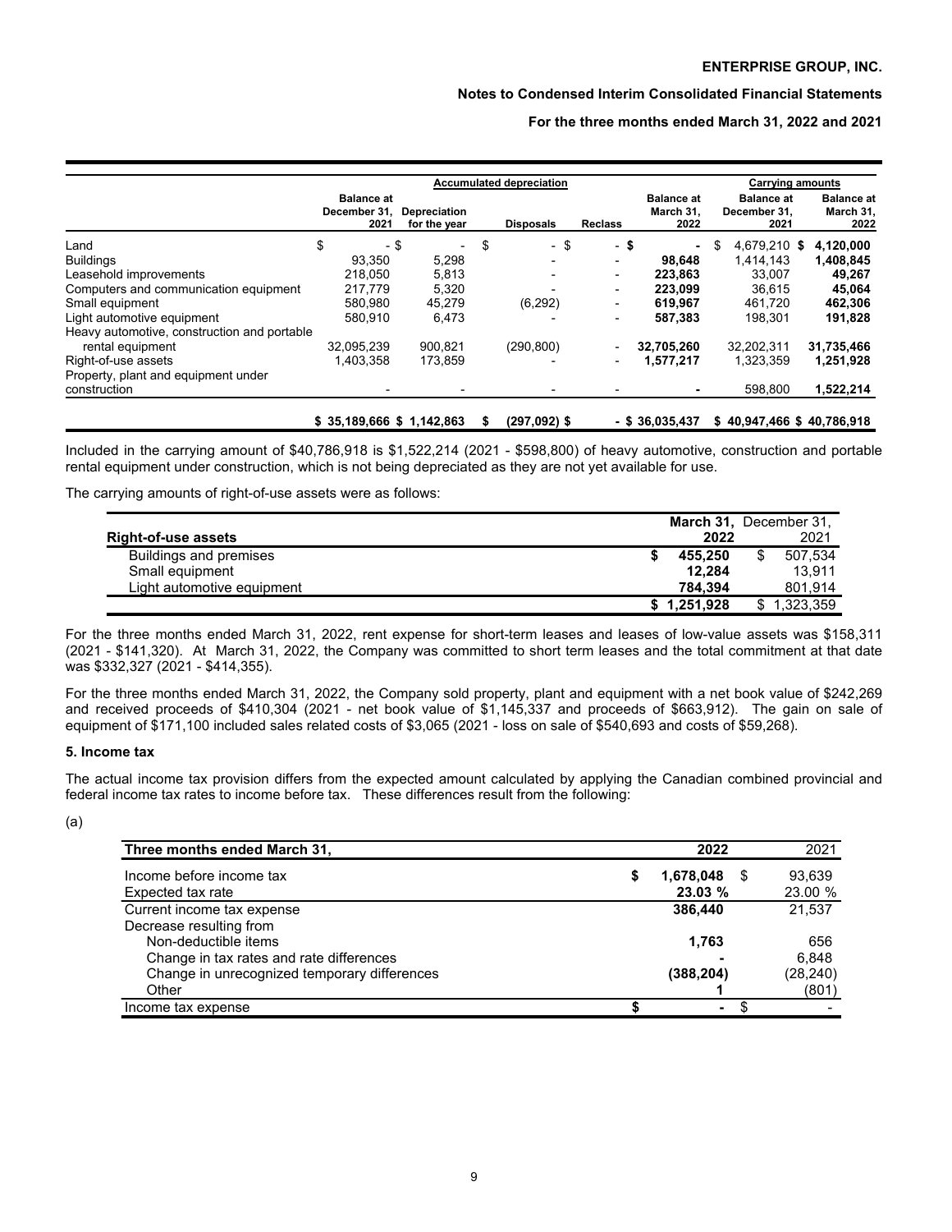|  | Accumulated depreciation |  |  |  |  | Carrying amounts |  |
|---|---|---|---|---|---|---|---|
|  | Balance at December 31, 2021 | Depreciation for the year | Disposals | Reclass | Balance at March 31, 2022 | Balance at December 31, 2021 | Balance at March 31, 2022 |
| Land | $ - | $ - | $ - | $ - | **$ -** | $ 4,679,210 | **$ 4,120,000** |
| Buildings | 93,350 | 5,298 | - | - | **98,648** | 1,414,143 | **1,408,845** |
| Leasehold improvements | 218,050 | 5,813 | - | - | **223,863** | 33,007 | **49,267** |
| Computers and communication equipment | 217,779 | 5,320 | - | - | **223,099** | 36,615 | **45,064** |
| Small equipment | 580,980 | 45,279 | (6,292) | - | **619,967** | 461,720 | **462,306** |
| Light automotive equipment | 580,910 | 6,473 | - | - | **587,383** | 198,301 | **191,828** |
| Heavy automotive, construction and portable rental equipment | 32,095,239 | 900,821 | (290,800) | - | **32,705,260** | 32,202,311 | **31,735,466** |
| Right-of-use assets | 1,403,358 | 173,859 | - | - | **1,577,217** | 1,323,359 | **1,251,928** |
| Property, plant and equipment under construction | - | - | - | - | **-** | 598,800 | **1,522,214** |
|  | $ 35,189,666 | $ 1,142,863 | $ (297,092) | $ - | **$ 36,035,437** | $ 40,947,466 | **$ 40,786,918** |

Included in the carrying amount of $40,786,918 is $1,522,214 (2021 - $598,800) of heavy automotive, construction and portable rental equipment under construction, which is not being depreciated as they are not yet available for use.

The carrying amounts of right-of-use assets were as follows:

| Right-of-use assets | March 31, 2022 | December 31, 2021 |
|---|---|---|
| Buildings and premises | **$ 455,250** | $ 507,534 |
| Small equipment | **12,284** | 13,911 |
| Light automotive equipment | **784,394** | 801,914 |
|  | **$ 1,251,928** | $ 1,323,359 |

For the three months ended March 31, 2022, rent expense for short-term leases and leases of low-value assets was $158,311 (2021 - $141,320). At March 31, 2022, the Company was committed to short term leases and the total commitment at that date was $332,327 (2021 - $414,355).

For the three months ended March 31, 2022, the Company sold property, plant and equipment with a net book value of $242,269 and received proceeds of $410,304 (2021 - net book value of $1,145,337 and proceeds of $663,912). The gain on sale of equipment of $171,100 included sales related costs of $3,065 (2021 - loss on sale of $540,693 and costs of $59,268).

**5. Income tax**

The actual income tax provision differs from the expected amount calculated by applying the Canadian combined provincial and federal income tax rates to income before tax. These differences result from the following:

(a)

| Three months ended March 31, | 2022 | 2021 |
|---|---|---|
| Income before income tax | **$ 1,678,048** | $ 93,639 |
| Expected tax rate | **23.03 %** | 23.00 % |
| Current income tax expense | **386,440** | 21,537 |
| Decrease resulting from |  |  |
| Non-deductible items | **1,763** | 656 |
| Change in tax rates and rate differences | **-** | 6,848 |
| Change in unrecognized temporary differences | **(388,204)** | (28,240) |
| Other | **1** | (801) |
| Income tax expense | **$ -** | $ - |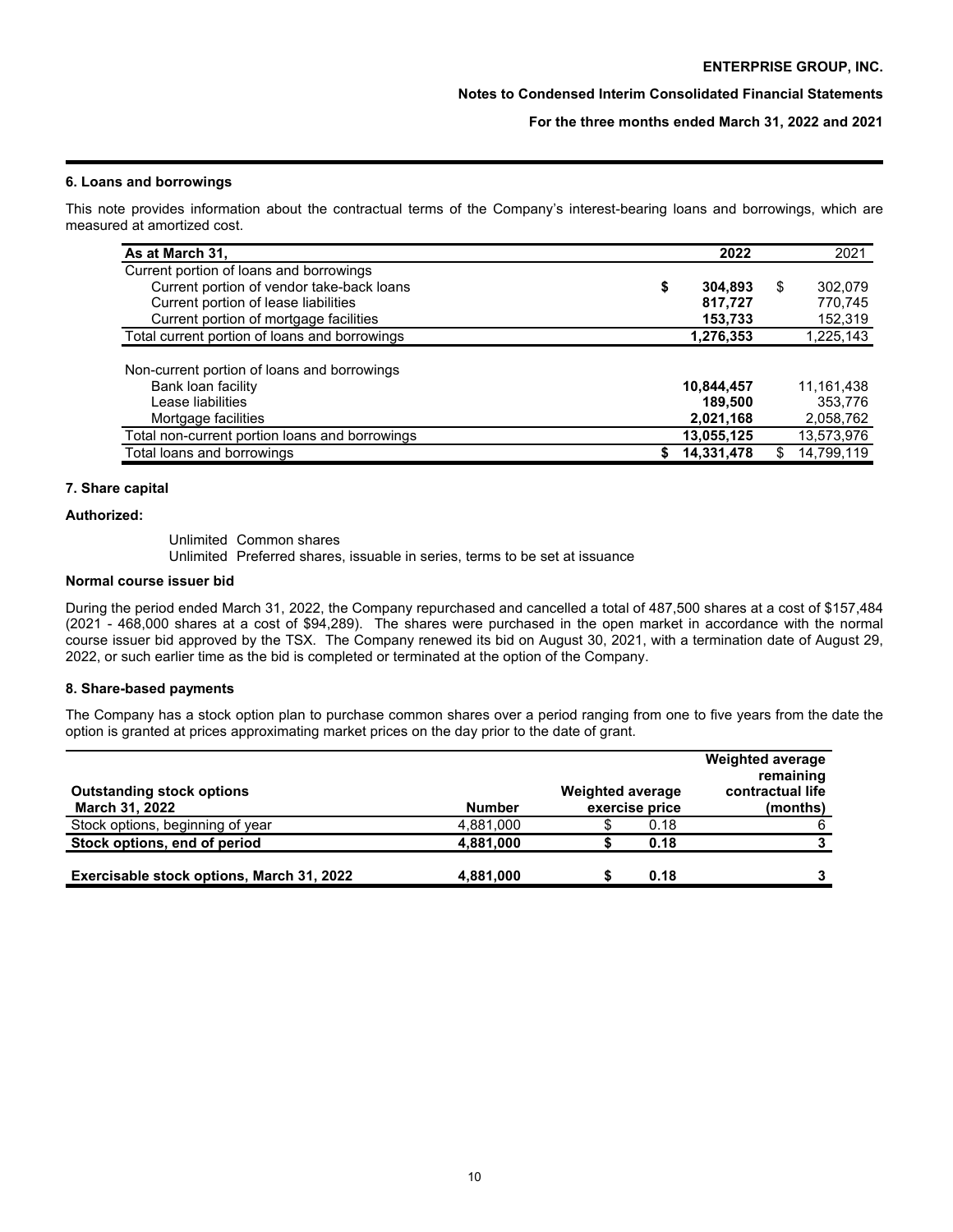### 6. Loans and borrowings

This note provides information about the contractual terms of the Company's interest-bearing loans and borrowings, which are measured at amortized cost.

| As at March 31, | 2022 | 2021 |
|---|---|---|
| Current portion of loans and borrowings | | |
| Current portion of vendor take-back loans | **$ 304,893** | $ 302,079 |
| Current portion of lease liabilities | **817,727** | 770,745 |
| Current portion of mortgage facilities | **153,733** | 152,319 |
| Total current portion of loans and borrowings | **1,276,353** | 1,225,143 |
| Non-current portion of loans and borrowings | | |
| Bank loan facility | **10,844,457** | 11,161,438 |
| Lease liabilities | **189,500** | 353,776 |
| Mortgage facilities | **2,021,168** | 2,058,762 |
| Total non-current portion loans and borrowings | **13,055,125** | 13,573,976 |
| Total loans and borrowings | **$ 14,331,478** | $ 14,799,119 |

### 7. Share capital

**Authorized:**

Unlimited Common shares
Unlimited Preferred shares, issuable in series, terms to be set at issuance

**Normal course issuer bid**

During the period ended March 31, 2022, the Company repurchased and cancelled a total of 487,500 shares at a cost of $157,484 (2021 - 468,000 shares at a cost of $94,289). The shares were purchased in the open market in accordance with the normal course issuer bid approved by the TSX. The Company renewed its bid on August 30, 2021, with a termination date of August 29, 2022, or such earlier time as the bid is completed or terminated at the option of the Company.

### 8. Share-based payments

The Company has a stock option plan to purchase common shares over a period ranging from one to five years from the date the option is granted at prices approximating market prices on the day prior to the date of grant.

| Outstanding stock options March 31, 2022 | Number | Weighted average exercise price | Weighted average remaining contractual life (months) |
|---|---|---|---|
| Stock options, beginning of year | 4,881,000 | $ 0.18 | 6 |
| **Stock options, end of period** | **4,881,000** | **$ 0.18** | **3** |
| **Exercisable stock options, March 31, 2022** | **4,881,000** | **$ 0.18** | **3** |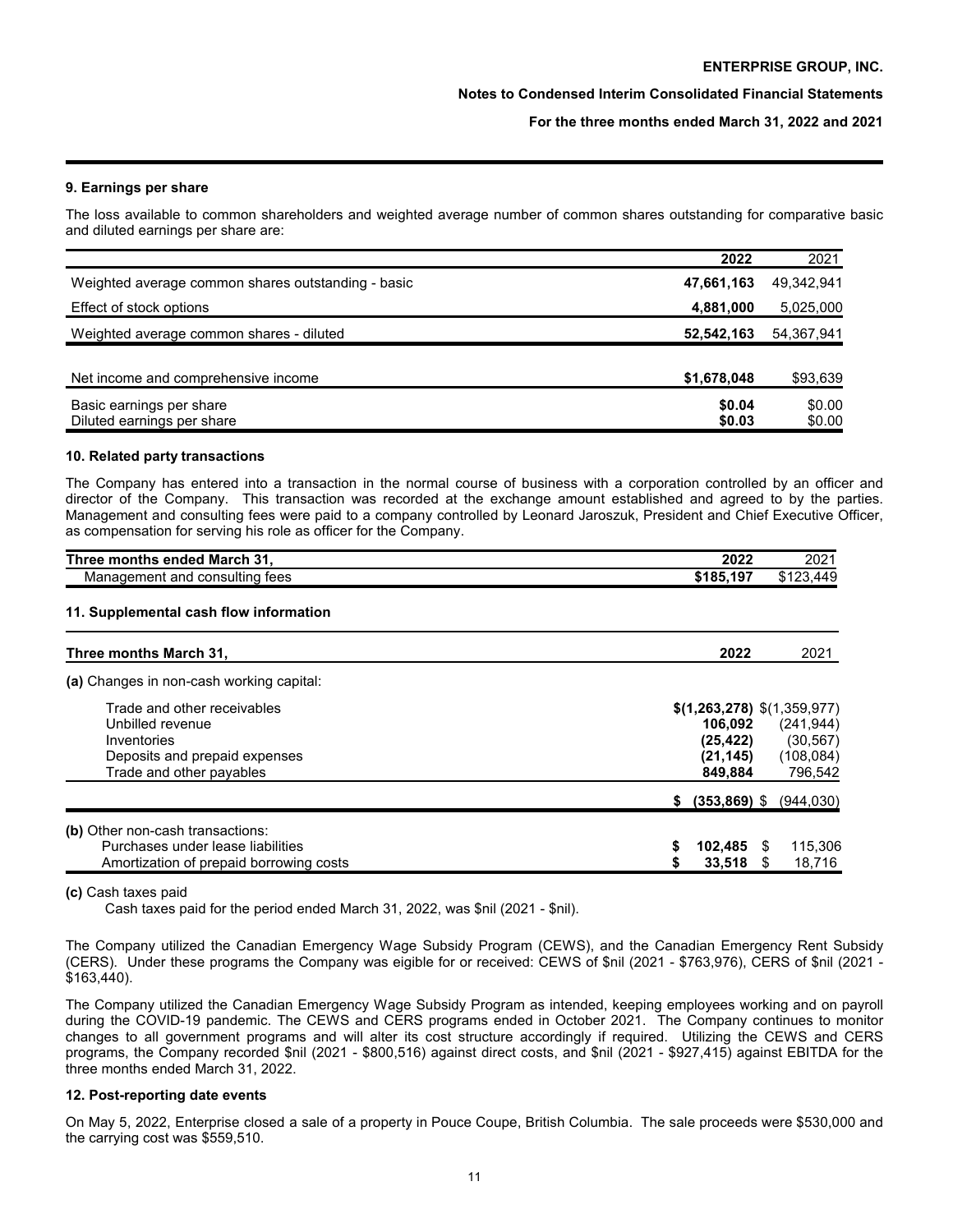## 9. Earnings per share

The loss available to common shareholders and weighted average number of common shares outstanding for comparative basic and diluted earnings per share are:

| | 2022 | 2021 |
|---|---|---|
| Weighted average common shares outstanding - basic | **47,661,163** | 49,342,941 |
| Effect of stock options | **4,881,000** | 5,025,000 |
| Weighted average common shares - diluted | **52,542,163** | 54,367,941 |
| Net income and comprehensive income | **$1,678,048** | $93,639 |
| Basic earnings per share | **$0.04** | $0.00 |
| Diluted earnings per share | **$0.03** | $0.00 |

## 10. Related party transactions

The Company has entered into a transaction in the normal course of business with a corporation controlled by an officer and director of the Company. This transaction was recorded at the exchange amount established and agreed to by the parties. Management and consulting fees were paid to a company controlled by Leonard Jaroszuk, President and Chief Executive Officer, as compensation for serving his role as officer for the Company.

| Three months ended March 31, | 2022 | 2021 |
|---|---|---|
| Management and consulting fees | **$185,197** | $123,449 |

## 11. Supplemental cash flow information

| Three months March 31, | 2022 | 2021 |
|---|---|---|
| **(a)** Changes in non-cash working capital: | | |
| Trade and other receivables | **$(1,263,278)** | $(1,359,977) |
| Unbilled revenue | **106,092** | (241,944) |
| Inventories | **(25,422)** | (30,567) |
| Deposits and prepaid expenses | **(21,145)** | (108,084) |
| Trade and other payables | **849,884** | 796,542 |
| | **$ (353,869)** | $ (944,030) |
| **(b)** Other non-cash transactions: | | |
| Purchases under lease liabilities | **$ 102,485** | $ 115,306 |
| Amortization of prepaid borrowing costs | **$ 33,518** | $ 18,716 |

**(c)** Cash taxes paid

Cash taxes paid for the period ended March 31, 2022, was $nil (2021 - $nil).

The Company utilized the Canadian Emergency Wage Subsidy Program (CEWS), and the Canadian Emergency Rent Subsidy (CERS). Under these programs the Company was eigible for or received: CEWS of $nil (2021 - $763,976), CERS of $nil (2021 - $163,440).

The Company utilized the Canadian Emergency Wage Subsidy Program as intended, keeping employees working and on payroll during the COVID-19 pandemic. The CEWS and CERS programs ended in October 2021. The Company continues to monitor changes to all government programs and will alter its cost structure accordingly if required. Utilizing the CEWS and CERS programs, the Company recorded $nil (2021 - $800,516) against direct costs, and $nil (2021 - $927,415) against EBITDA for the three months ended March 31, 2022.

## 12. Post-reporting date events

On May 5, 2022, Enterprise closed a sale of a property in Pouce Coupe, British Columbia. The sale proceeds were $530,000 and the carrying cost was $559,510.